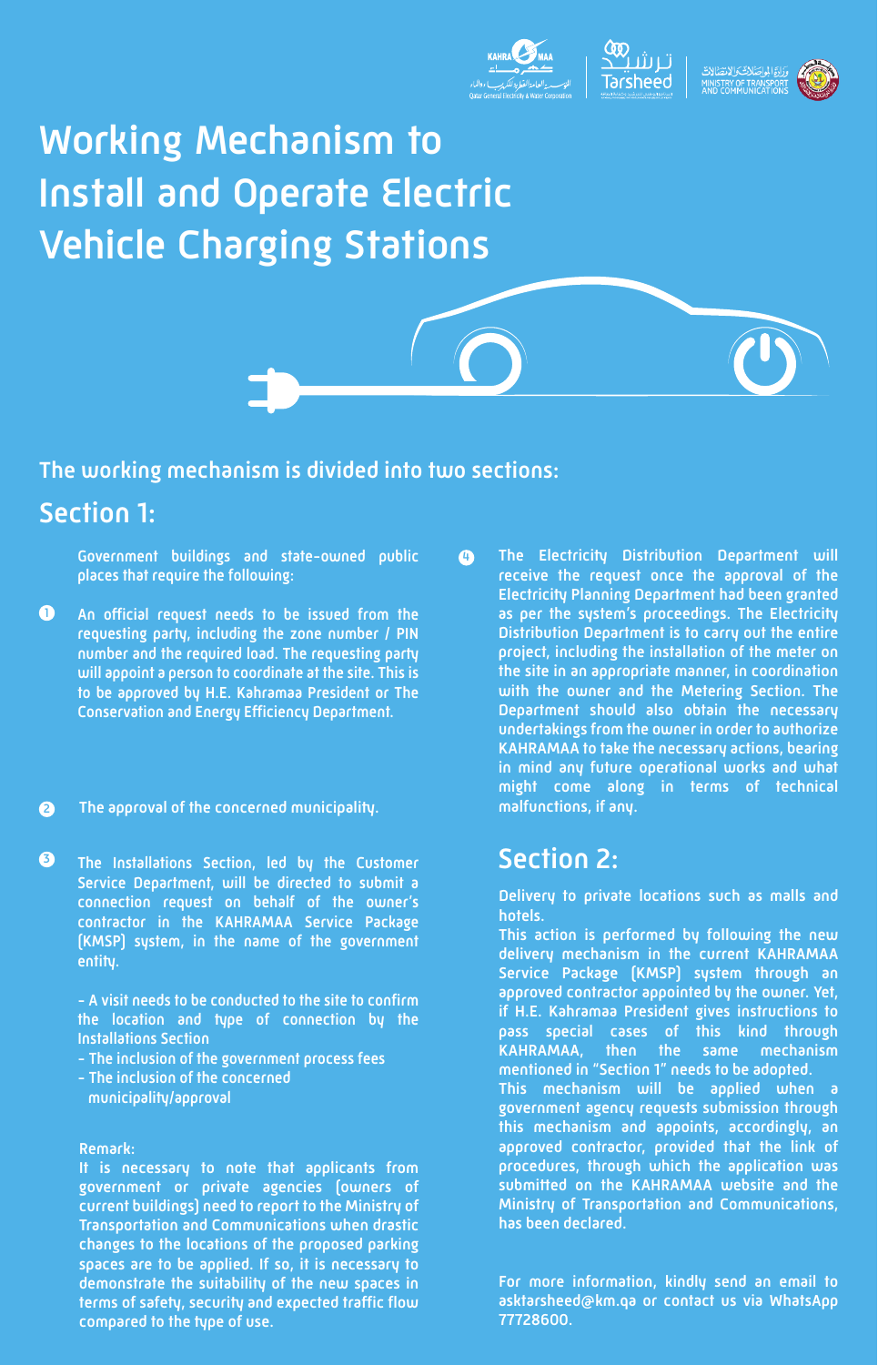# Working Mechanism to Install and Operate Electric Vehicle Charging Stations

### The working mechanism is divided into two sections:

## Section 1:

Government buildings and state-owned public places that require the following:

1. An official request needs to be issued from the requesting party, including the zone number / PIN number and the required load. The requesting party will appoint a person to coordinate at the site. This is to be approved by H.E. Kahramaa President or The Conservation and Energy Efficiency Department.

2. The approval of the concerned municipality.

3. The Installations Section, led by the Customer Service Department, will be directed to submit a connection request on behalf of the owner's contractor in the KAHRAMAA Service Package (KMSP) system, in the name of the government entity.

   - A visit needs to be conducted to the site to confirm the location and type of connection by the Installations Section
   - The inclusion of the government process fees
   - The inclusion of the concerned municipality/approval

   Remark:
   It is necessary to note that applicants from government or private agencies (owners of current buildings) need to report to the Ministry of Transportation and Communications when drastic changes to the locations of the proposed parking spaces are to be applied. If so, it is necessary to demonstrate the suitability of the new spaces in terms of safety, security and expected traffic flow compared to the type of use.

4. The Electricity Distribution Department will receive the request once the approval of the Electricity Planning Department had been granted as per the system's proceedings. The Electricity Distribution Department is to carry out the entire project, including the installation of the meter on the site in an appropriate manner, in coordination with the owner and the Metering Section. The Department should also obtain the necessary undertakings from the owner in order to authorize KAHRAMAA to take the necessary actions, bearing in mind any future operational works and what might come along in terms of technical malfunctions, if any.

## Section 2:

Delivery to private locations such as malls and hotels.

This action is performed by following the new delivery mechanism in the current KAHRAMAA Service Package (KMSP) system through an approved contractor appointed by the owner. Yet, if H.E. Kahramaa President gives instructions to pass special cases of this kind through KAHRAMAA, then the same mechanism mentioned in "Section 1" needs to be adopted.

This mechanism will be applied when a government agency requests submission through this mechanism and appoints, accordingly, an approved contractor, provided that the link of procedures, through which the application was submitted on the KAHRAMAA website and the Ministry of Transportation and Communications, has been declared.

For more information, kindly send an email to asktarsheed@km.qa or contact us via WhatsApp 77728600.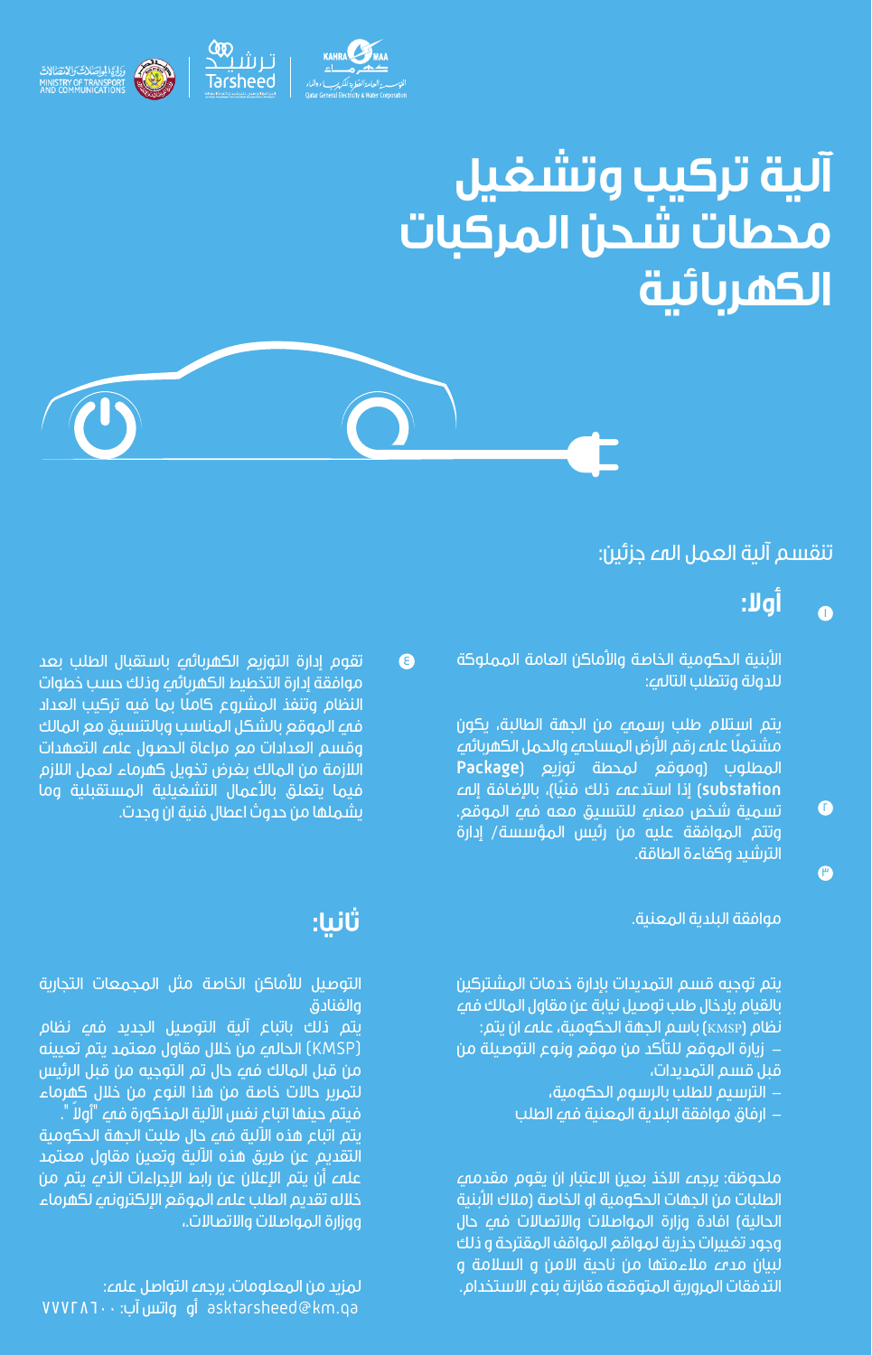# آلية تركيب وتشغيل محطات شحن المركبات الكهربائية

تنقسم آلية العمل الى جزئين:

## أولا:

الأبنية الحكومية الخاصة والأماكن العامة المملوكة للدولة وتتطلب التالي:

١ يتم استلام طلب رسمي من الجهة الطالبة، يكون مشتملًا على رقم الأرض المساحي والحمل الكهربائي المطلوب (وموقع لمحطة توزيع Package substation) إذا استدعى ذلك فنيًا)، بالإضافة إلى تسمية شخص معني للتنسيق معه في الموقع. وتتم الموافقة عليه من رئيس المؤسسة/ إدارة الترشيد وكفاءة الطاقة.

٢ موافقة البلدية المعنية.

٣ يتم توجيه قسم التمديدات بإدارة خدمات المشتركين بالقيام بإدخال طلب توصيل نيابة عن مقاول المالك في نظام (KMSP) باسم الجهة الحكومية، على ان يتم:

- زيارة الموقع للتأكد من موقع ونوع التوصيلة من قبل قسم التمديدات،
- الترسيم للطلب بالرسوم الحكومية،
- ارفاق موافقة البلدية المعنية في الطلب

ملحوظة: يرجى الأخذ بعين الاعتبار ان يقوم مقدمي الطلبات من الجهات الحكومية او الخاصة (ملاك الأبنية الحالية) افادة وزارة المواصلات والاتصالات في حال وجود تغييرات جذرية لمواقع المواقف المقترحة و ذلك لبيان مدى ملاءمتها من ناحية الامن و السلامة و التدفقات المرورية المتوقعة مقارنة بنوع الاستخدام.

٤ تقوم إدارة التوزيع الكهربائي باستقبال الطلب بعد موافقة إدارة التخطيط الكهربائي وذلك حسب خطوات النظام وتنفذ المشروع كاملًا بما فيه تركيب العداد في الموقع بالشكل المناسب وبالتنسيق مع المالك وقسم العدادات مع مراعاة الحصول على التعهدات اللازمة من المالك بغرض تخويل كهرماء لعمل اللازم فيما يتعلق بالأعمال التشغيلية المستقبلية وما يشملها من حدوث اعطال فنية ان وجدت.

## ثانيا:

التوصيل للأماكن الخاصة مثل المجمعات التجارية والفنادق

يتم ذلك باتباع آلية التوصيل الجديد في نظام (KMSP) الحالي من خلال مقاول معتمد يتم تعيينه من قبل المالك في حال تم التوجيه من قبل الرئيس لتمرير حالات خاصة من هذا النوع من خلال كهرماء فيتم حينها اتباع نفس الآلية المذكورة في "أولاً".

يتم اتباع هذه الآلية في حال طلبت الجهة الحكومية التقديم عن طريق هذه الآلية وتعين مقاول معتمد على أن يتم الإعلان عن رابط الإجراءات الذي يتم من خلاله تقديم الطلب على الموقع الإلكتروني لكهرماء ووزارة المواصلات والاتصالات.

لمزيد من المعلومات، يرجى التواصل على: asktarsheed@km.qa أو واتس آب: ٧٧٧٢٨٦٠٠